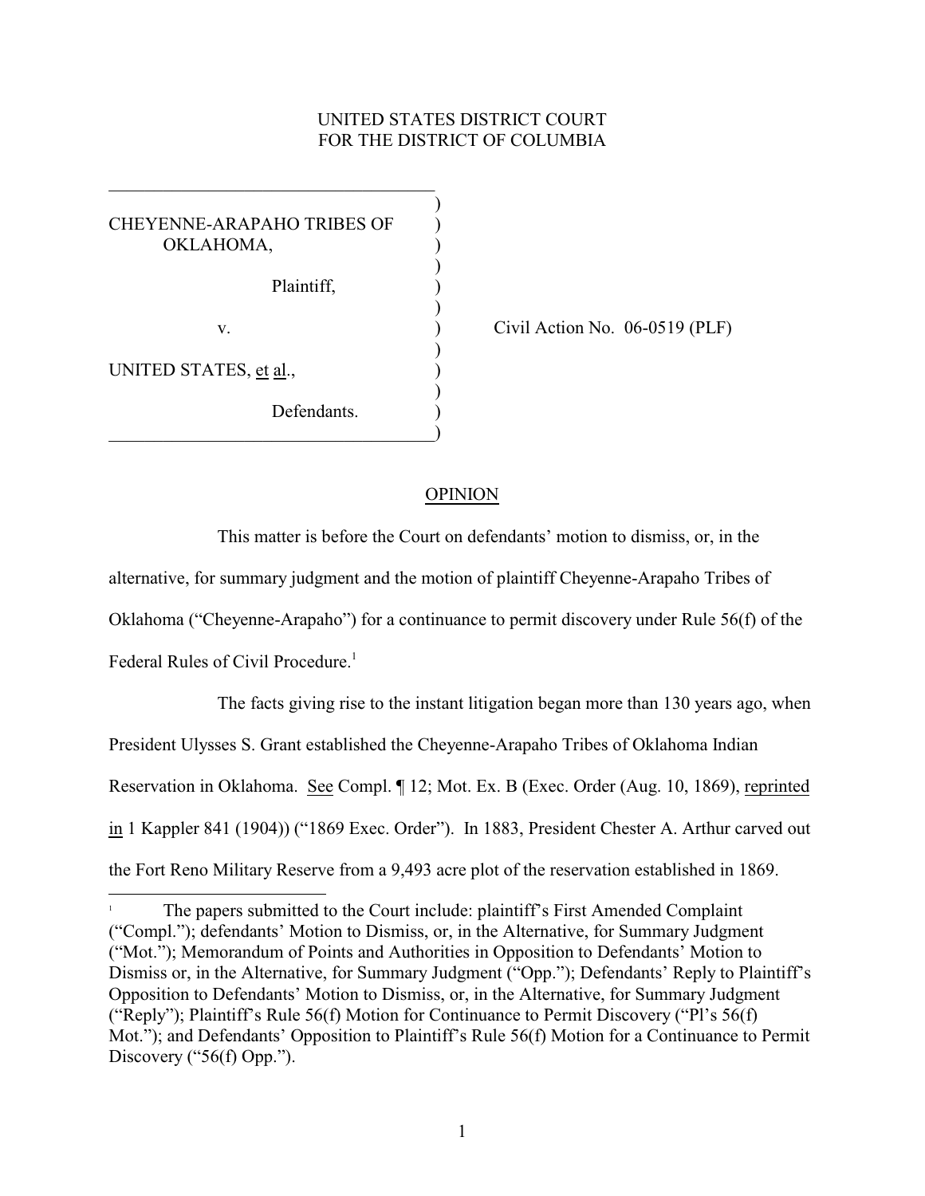UNITED STATES DISTRICT COURT
FOR THE DISTRICT OF COLUMBIA

CHEYENNE-ARAPAHO TRIBES OF OKLAHOMA,

Plaintiff,

v.

UNITED STATES, et al.,

Defendants.

Civil Action No. 06-0519 (PLF)

## OPINION

This matter is before the Court on defendants' motion to dismiss, or, in the alternative, for summary judgment and the motion of plaintiff Cheyenne-Arapaho Tribes of Oklahoma ("Cheyenne-Arapaho") for a continuance to permit discovery under Rule 56(f) of the Federal Rules of Civil Procedure.[1]

The facts giving rise to the instant litigation began more than 130 years ago, when President Ulysses S. Grant established the Cheyenne-Arapaho Tribes of Oklahoma Indian Reservation in Oklahoma. See Compl. ¶ 12; Mot. Ex. B (Exec. Order (Aug. 10, 1869), reprinted in 1 Kappler 841 (1904)) ("1869 Exec. Order"). In 1883, President Chester A. Arthur carved out the Fort Reno Military Reserve from a 9,493 acre plot of the reservation established in 1869.

---

[1] The papers submitted to the Court include: plaintiff's First Amended Complaint ("Compl."); defendants' Motion to Dismiss, or, in the Alternative, for Summary Judgment ("Mot."); Memorandum of Points and Authorities in Opposition to Defendants' Motion to Dismiss or, in the Alternative, for Summary Judgment ("Opp."); Defendants' Reply to Plaintiff's Opposition to Defendants' Motion to Dismiss, or, in the Alternative, for Summary Judgment ("Reply"); Plaintiff's Rule 56(f) Motion for Continuance to Permit Discovery ("Pl's 56(f) Mot."); and Defendants' Opposition to Plaintiff's Rule 56(f) Motion for a Continuance to Permit Discovery ("56(f) Opp.").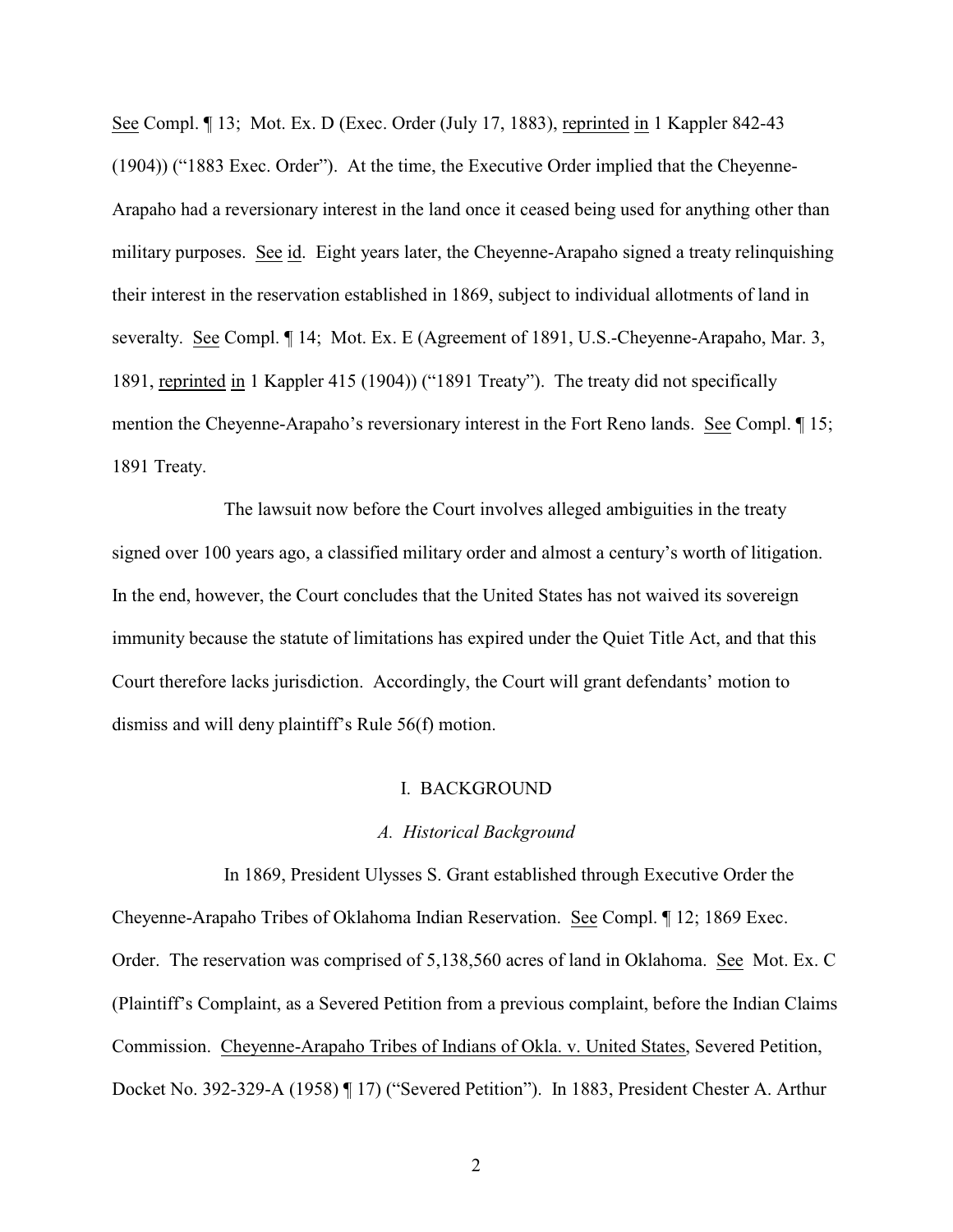See Compl. ¶ 13; Mot. Ex. D (Exec. Order (July 17, 1883), reprinted in 1 Kappler 842-43 (1904)) ("1883 Exec. Order"). At the time, the Executive Order implied that the Cheyenne-Arapaho had a reversionary interest in the land once it ceased being used for anything other than military purposes. See id. Eight years later, the Cheyenne-Arapaho signed a treaty relinquishing their interest in the reservation established in 1869, subject to individual allotments of land in severalty. See Compl. ¶ 14; Mot. Ex. E (Agreement of 1891, U.S.-Cheyenne-Arapaho, Mar. 3, 1891, reprinted in 1 Kappler 415 (1904)) ("1891 Treaty"). The treaty did not specifically mention the Cheyenne-Arapaho's reversionary interest in the Fort Reno lands. See Compl. ¶ 15; 1891 Treaty.

The lawsuit now before the Court involves alleged ambiguities in the treaty signed over 100 years ago, a classified military order and almost a century's worth of litigation. In the end, however, the Court concludes that the United States has not waived its sovereign immunity because the statute of limitations has expired under the Quiet Title Act, and that this Court therefore lacks jurisdiction. Accordingly, the Court will grant defendants' motion to dismiss and will deny plaintiff's Rule 56(f) motion.

## I. BACKGROUND

### *A. Historical Background*

In 1869, President Ulysses S. Grant established through Executive Order the Cheyenne-Arapaho Tribes of Oklahoma Indian Reservation. See Compl. ¶ 12; 1869 Exec. Order. The reservation was comprised of 5,138,560 acres of land in Oklahoma. See Mot. Ex. C (Plaintiff's Complaint, as a Severed Petition from a previous complaint, before the Indian Claims Commission. Cheyenne-Arapaho Tribes of Indians of Okla. v. United States, Severed Petition, Docket No. 392-329-A (1958) ¶ 17) ("Severed Petition"). In 1883, President Chester A. Arthur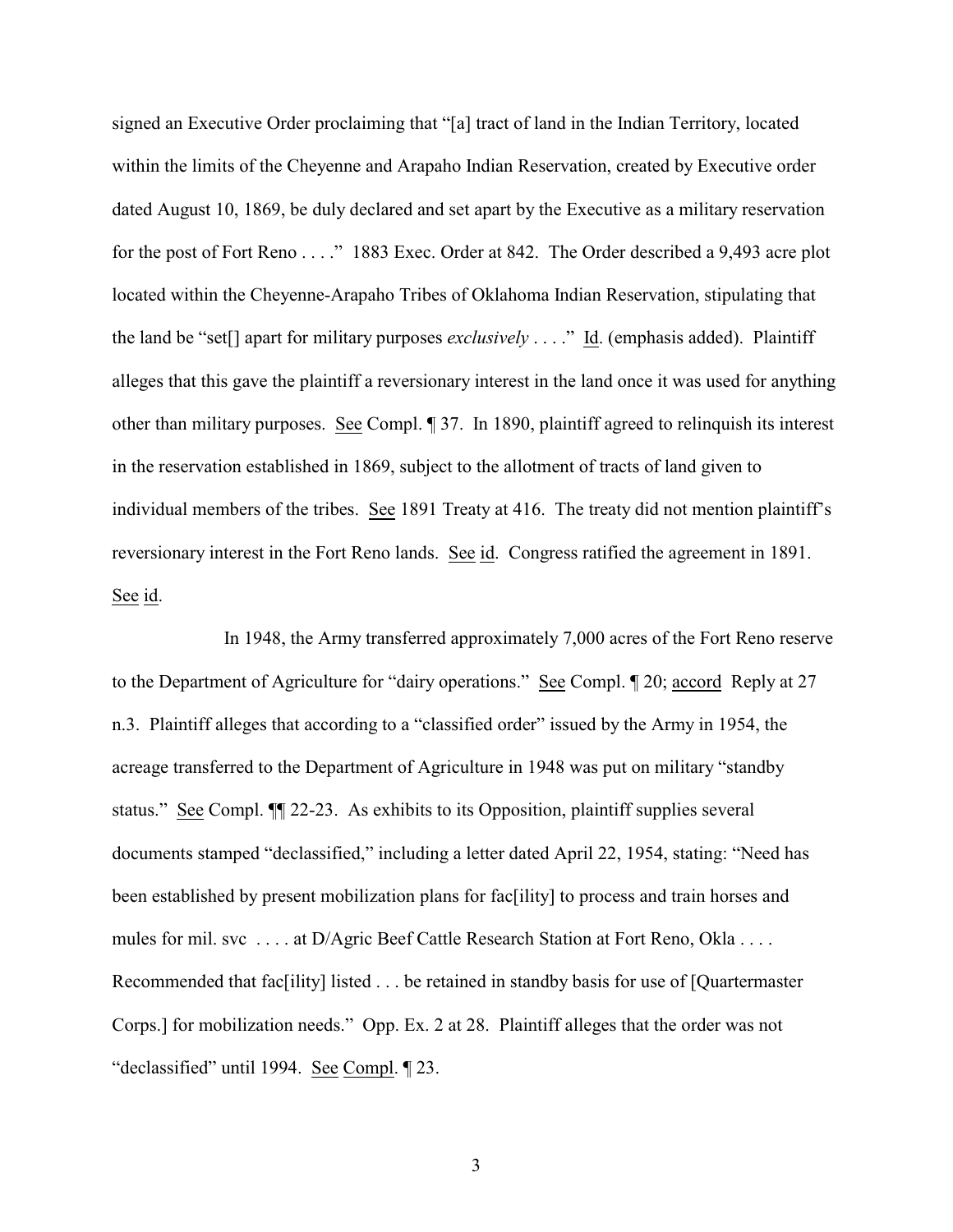signed an Executive Order proclaiming that "[a] tract of land in the Indian Territory, located within the limits of the Cheyenne and Arapaho Indian Reservation, created by Executive order dated August 10, 1869, be duly declared and set apart by the Executive as a military reservation for the post of Fort Reno . . . ." 1883 Exec. Order at 842. The Order described a 9,493 acre plot located within the Cheyenne-Arapaho Tribes of Oklahoma Indian Reservation, stipulating that the land be "set[] apart for military purposes *exclusively* . . . ." Id. (emphasis added). Plaintiff alleges that this gave the plaintiff a reversionary interest in the land once it was used for anything other than military purposes. See Compl. ¶ 37. In 1890, plaintiff agreed to relinquish its interest in the reservation established in 1869, subject to the allotment of tracts of land given to individual members of the tribes. See 1891 Treaty at 416. The treaty did not mention plaintiff's reversionary interest in the Fort Reno lands. See id. Congress ratified the agreement in 1891. See id.

In 1948, the Army transferred approximately 7,000 acres of the Fort Reno reserve to the Department of Agriculture for "dairy operations." See Compl. ¶ 20; accord Reply at 27 n.3. Plaintiff alleges that according to a "classified order" issued by the Army in 1954, the acreage transferred to the Department of Agriculture in 1948 was put on military "standby status." See Compl. ¶¶ 22-23. As exhibits to its Opposition, plaintiff supplies several documents stamped "declassified," including a letter dated April 22, 1954, stating: "Need has been established by present mobilization plans for fac[ility] to process and train horses and mules for mil. svc . . . . at D/Agric Beef Cattle Research Station at Fort Reno, Okla . . . . Recommended that fac[ility] listed . . . be retained in standby basis for use of [Quartermaster Corps.] for mobilization needs." Opp. Ex. 2 at 28. Plaintiff alleges that the order was not "declassified" until 1994. See Compl. ¶ 23.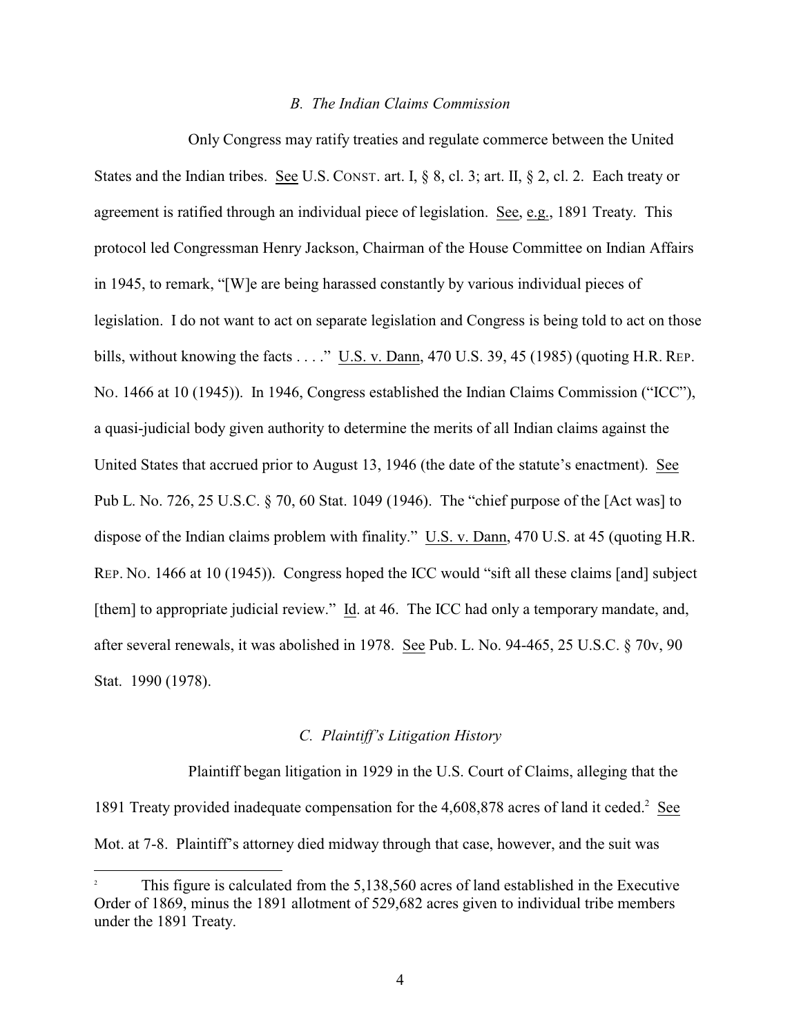### *B. The Indian Claims Commission*

Only Congress may ratify treaties and regulate commerce between the United States and the Indian tribes. See U.S. CONST. art. I, § 8, cl. 3; art. II, § 2, cl. 2. Each treaty or agreement is ratified through an individual piece of legislation. See, e.g., 1891 Treaty. This protocol led Congressman Henry Jackson, Chairman of the House Committee on Indian Affairs in 1945, to remark, "[W]e are being harassed constantly by various individual pieces of legislation. I do not want to act on separate legislation and Congress is being told to act on those bills, without knowing the facts . . . ." U.S. v. Dann, 470 U.S. 39, 45 (1985) (quoting H.R. REP. NO. 1466 at 10 (1945)). In 1946, Congress established the Indian Claims Commission ("ICC"), a quasi-judicial body given authority to determine the merits of all Indian claims against the United States that accrued prior to August 13, 1946 (the date of the statute's enactment). See Pub L. No. 726, 25 U.S.C. § 70, 60 Stat. 1049 (1946). The "chief purpose of the [Act was] to dispose of the Indian claims problem with finality." U.S. v. Dann, 470 U.S. at 45 (quoting H.R. REP. NO. 1466 at 10 (1945)). Congress hoped the ICC would "sift all these claims [and] subject [them] to appropriate judicial review." Id. at 46. The ICC had only a temporary mandate, and, after several renewals, it was abolished in 1978. See Pub. L. No. 94-465, 25 U.S.C. § 70v, 90 Stat. 1990 (1978).

### *C. Plaintiff's Litigation History*

Plaintiff began litigation in 1929 in the U.S. Court of Claims, alleging that the 1891 Treaty provided inadequate compensation for the 4,608,878 acres of land it ceded.[2] See Mot. at 7-8. Plaintiff's attorney died midway through that case, however, and the suit was

[2] This figure is calculated from the 5,138,560 acres of land established in the Executive Order of 1869, minus the 1891 allotment of 529,682 acres given to individual tribe members under the 1891 Treaty.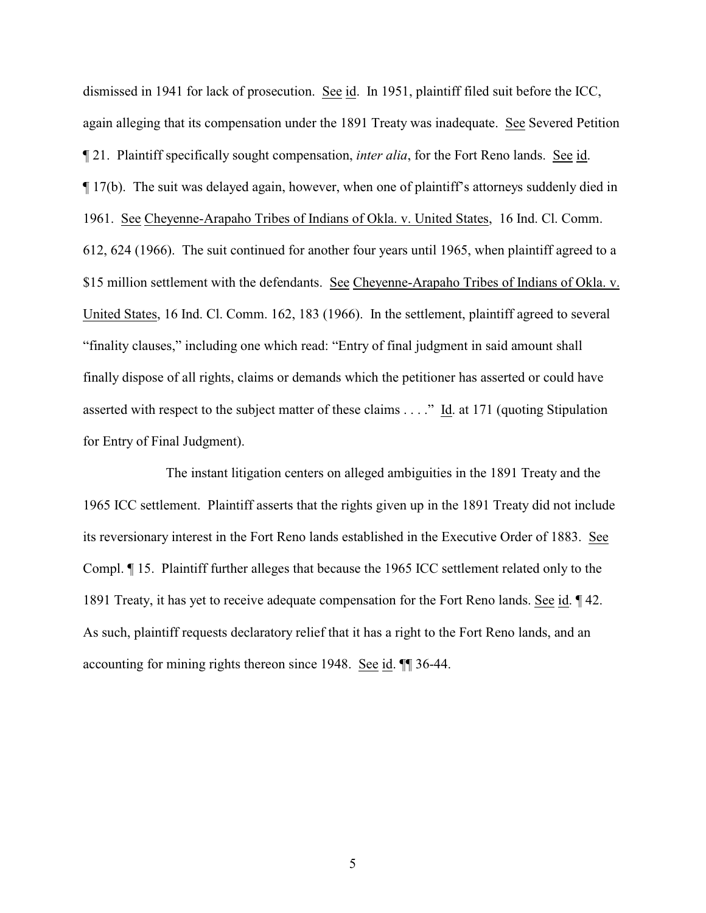dismissed in 1941 for lack of prosecution. See id. In 1951, plaintiff filed suit before the ICC, again alleging that its compensation under the 1891 Treaty was inadequate. See Severed Petition ¶ 21. Plaintiff specifically sought compensation, *inter alia*, for the Fort Reno lands. See id. ¶ 17(b). The suit was delayed again, however, when one of plaintiff's attorneys suddenly died in 1961. See Cheyenne-Arapaho Tribes of Indians of Okla. v. United States, 16 Ind. Cl. Comm. 612, 624 (1966). The suit continued for another four years until 1965, when plaintiff agreed to a $15 million settlement with the defendants. See Cheyenne-Arapaho Tribes of Indians of Okla. v. United States, 16 Ind. Cl. Comm. 162, 183 (1966). In the settlement, plaintiff agreed to several "finality clauses," including one which read: "Entry of final judgment in said amount shall finally dispose of all rights, claims or demands which the petitioner has asserted or could have asserted with respect to the subject matter of these claims . . . ." Id. at 171 (quoting Stipulation for Entry of Final Judgment).

The instant litigation centers on alleged ambiguities in the 1891 Treaty and the 1965 ICC settlement. Plaintiff asserts that the rights given up in the 1891 Treaty did not include its reversionary interest in the Fort Reno lands established in the Executive Order of 1883. See Compl. ¶ 15. Plaintiff further alleges that because the 1965 ICC settlement related only to the 1891 Treaty, it has yet to receive adequate compensation for the Fort Reno lands. See id. ¶ 42. As such, plaintiff requests declaratory relief that it has a right to the Fort Reno lands, and an accounting for mining rights thereon since 1948. See id. ¶¶ 36-44.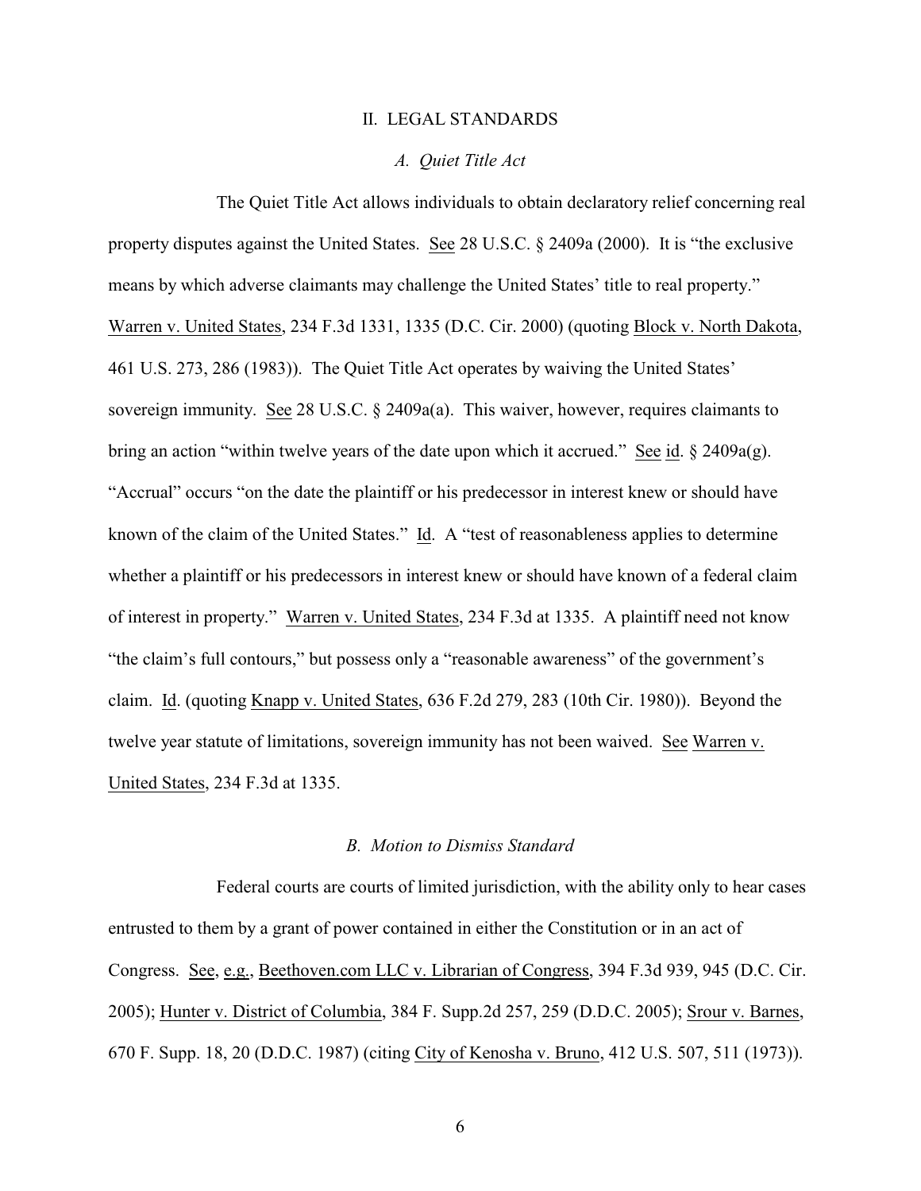## II. LEGAL STANDARDS

### *A. Quiet Title Act*

The Quiet Title Act allows individuals to obtain declaratory relief concerning real property disputes against the United States. See 28 U.S.C. § 2409a (2000). It is "the exclusive means by which adverse claimants may challenge the United States' title to real property." Warren v. United States, 234 F.3d 1331, 1335 (D.C. Cir. 2000) (quoting Block v. North Dakota, 461 U.S. 273, 286 (1983)). The Quiet Title Act operates by waiving the United States' sovereign immunity. See 28 U.S.C. § 2409a(a). This waiver, however, requires claimants to bring an action "within twelve years of the date upon which it accrued." See id. § 2409a(g). "Accrual" occurs "on the date the plaintiff or his predecessor in interest knew or should have known of the claim of the United States." Id. A "test of reasonableness applies to determine whether a plaintiff or his predecessors in interest knew or should have known of a federal claim of interest in property." Warren v. United States, 234 F.3d at 1335. A plaintiff need not know "the claim's full contours," but possess only a "reasonable awareness" of the government's claim. Id. (quoting Knapp v. United States, 636 F.2d 279, 283 (10th Cir. 1980)). Beyond the twelve year statute of limitations, sovereign immunity has not been waived. See Warren v. United States, 234 F.3d at 1335.

### *B. Motion to Dismiss Standard*

Federal courts are courts of limited jurisdiction, with the ability only to hear cases entrusted to them by a grant of power contained in either the Constitution or in an act of Congress. See, e.g., Beethoven.com LLC v. Librarian of Congress, 394 F.3d 939, 945 (D.C. Cir. 2005); Hunter v. District of Columbia, 384 F. Supp.2d 257, 259 (D.D.C. 2005); Srour v. Barnes, 670 F. Supp. 18, 20 (D.D.C. 1987) (citing City of Kenosha v. Bruno, 412 U.S. 507, 511 (1973)).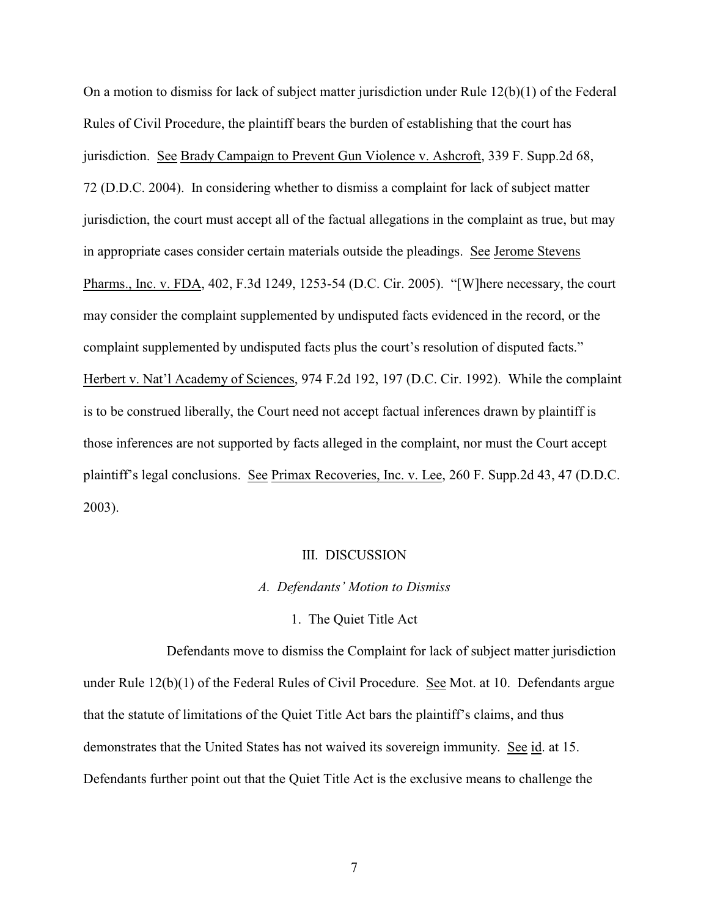On a motion to dismiss for lack of subject matter jurisdiction under Rule 12(b)(1) of the Federal Rules of Civil Procedure, the plaintiff bears the burden of establishing that the court has jurisdiction. See Brady Campaign to Prevent Gun Violence v. Ashcroft, 339 F. Supp.2d 68, 72 (D.D.C. 2004). In considering whether to dismiss a complaint for lack of subject matter jurisdiction, the court must accept all of the factual allegations in the complaint as true, but may in appropriate cases consider certain materials outside the pleadings. See Jerome Stevens Pharms., Inc. v. FDA, 402, F.3d 1249, 1253-54 (D.C. Cir. 2005). "[W]here necessary, the court may consider the complaint supplemented by undisputed facts evidenced in the record, or the complaint supplemented by undisputed facts plus the court's resolution of disputed facts." Herbert v. Nat'l Academy of Sciences, 974 F.2d 192, 197 (D.C. Cir. 1992). While the complaint is to be construed liberally, the Court need not accept factual inferences drawn by plaintiff is those inferences are not supported by facts alleged in the complaint, nor must the Court accept plaintiff's legal conclusions. See Primax Recoveries, Inc. v. Lee, 260 F. Supp.2d 43, 47 (D.D.C. 2003).

## III. DISCUSSION

### *A. Defendants' Motion to Dismiss*

#### 1. The Quiet Title Act

Defendants move to dismiss the Complaint for lack of subject matter jurisdiction under Rule 12(b)(1) of the Federal Rules of Civil Procedure. See Mot. at 10. Defendants argue that the statute of limitations of the Quiet Title Act bars the plaintiff's claims, and thus demonstrates that the United States has not waived its sovereign immunity. See id. at 15. Defendants further point out that the Quiet Title Act is the exclusive means to challenge the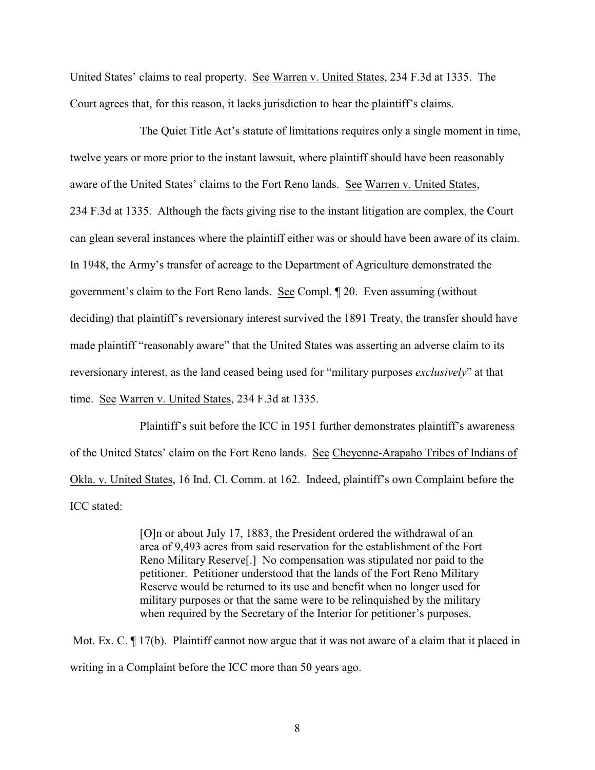United States' claims to real property. See Warren v. United States, 234 F.3d at 1335. The Court agrees that, for this reason, it lacks jurisdiction to hear the plaintiff's claims.

The Quiet Title Act's statute of limitations requires only a single moment in time, twelve years or more prior to the instant lawsuit, where plaintiff should have been reasonably aware of the United States' claims to the Fort Reno lands. See Warren v. United States, 234 F.3d at 1335. Although the facts giving rise to the instant litigation are complex, the Court can glean several instances where the plaintiff either was or should have been aware of its claim. In 1948, the Army's transfer of acreage to the Department of Agriculture demonstrated the government's claim to the Fort Reno lands. See Compl. ¶ 20. Even assuming (without deciding) that plaintiff's reversionary interest survived the 1891 Treaty, the transfer should have made plaintiff "reasonably aware" that the United States was asserting an adverse claim to its reversionary interest, as the land ceased being used for "military purposes *exclusively*" at that time. See Warren v. United States, 234 F.3d at 1335.

Plaintiff's suit before the ICC in 1951 further demonstrates plaintiff's awareness of the United States' claim on the Fort Reno lands. See Cheyenne-Arapaho Tribes of Indians of Okla. v. United States, 16 Ind. Cl. Comm. at 162. Indeed, plaintiff's own Complaint before the ICC stated:

> [O]n or about July 17, 1883, the President ordered the withdrawal of an area of 9,493 acres from said reservation for the establishment of the Fort Reno Military Reserve[.] No compensation was stipulated nor paid to the petitioner. Petitioner understood that the lands of the Fort Reno Military Reserve would be returned to its use and benefit when no longer used for military purposes or that the same were to be relinquished by the military when required by the Secretary of the Interior for petitioner's purposes.

Mot. Ex. C. ¶ 17(b). Plaintiff cannot now argue that it was not aware of a claim that it placed in writing in a Complaint before the ICC more than 50 years ago.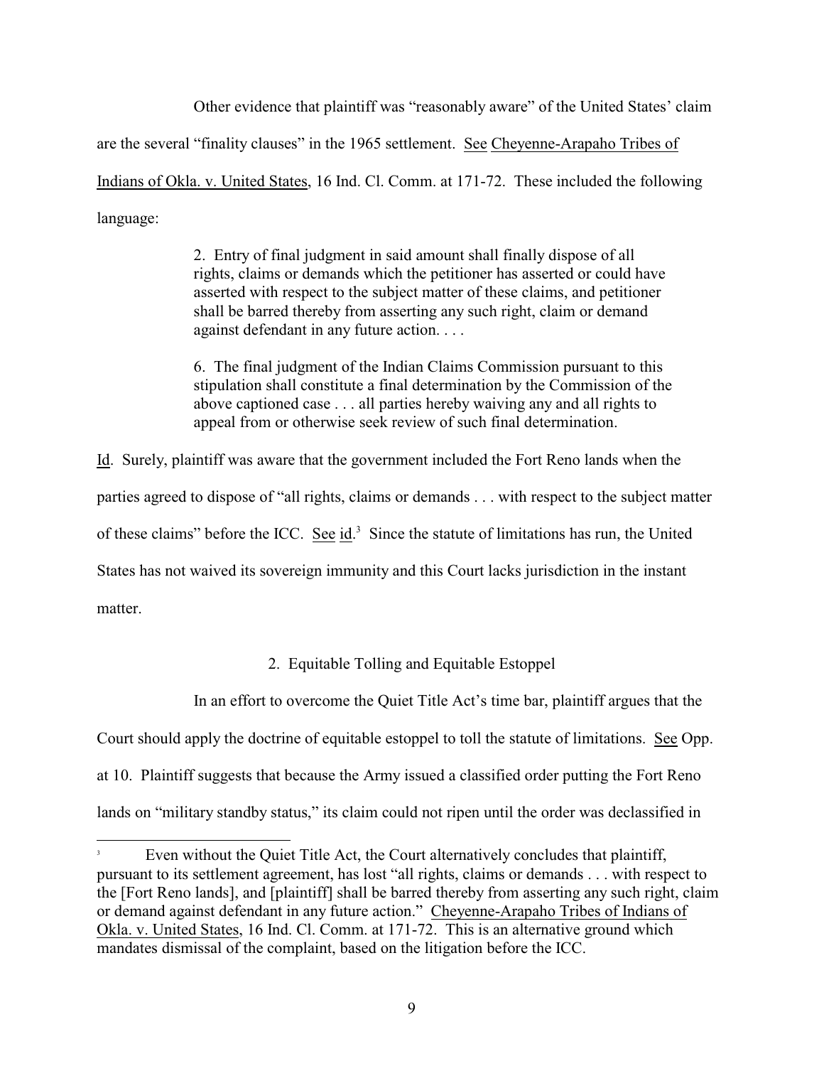Other evidence that plaintiff was "reasonably aware" of the United States' claim are the several "finality clauses" in the 1965 settlement. See Cheyenne-Arapaho Tribes of Indians of Okla. v. United States, 16 Ind. Cl. Comm. at 171-72. These included the following language:

> 2. Entry of final judgment in said amount shall finally dispose of all rights, claims or demands which the petitioner has asserted or could have asserted with respect to the subject matter of these claims, and petitioner shall be barred thereby from asserting any such right, claim or demand against defendant in any future action. . . .
>
> 6. The final judgment of the Indian Claims Commission pursuant to this stipulation shall constitute a final determination by the Commission of the above captioned case . . . all parties hereby waiving any and all rights to appeal from or otherwise seek review of such final determination.

Id. Surely, plaintiff was aware that the government included the Fort Reno lands when the parties agreed to dispose of "all rights, claims or demands . . . with respect to the subject matter of these claims" before the ICC. See id.[3] Since the statute of limitations has run, the United States has not waived its sovereign immunity and this Court lacks jurisdiction in the instant matter.

### 2. Equitable Tolling and Equitable Estoppel

In an effort to overcome the Quiet Title Act's time bar, plaintiff argues that the Court should apply the doctrine of equitable estoppel to toll the statute of limitations. See Opp. at 10. Plaintiff suggests that because the Army issued a classified order putting the Fort Reno lands on "military standby status," its claim could not ripen until the order was declassified in

---

[3] Even without the Quiet Title Act, the Court alternatively concludes that plaintiff, pursuant to its settlement agreement, has lost "all rights, claims or demands . . . with respect to the [Fort Reno lands], and [plaintiff] shall be barred thereby from asserting any such right, claim or demand against defendant in any future action." Cheyenne-Arapaho Tribes of Indians of Okla. v. United States, 16 Ind. Cl. Comm. at 171-72. This is an alternative ground which mandates dismissal of the complaint, based on the litigation before the ICC.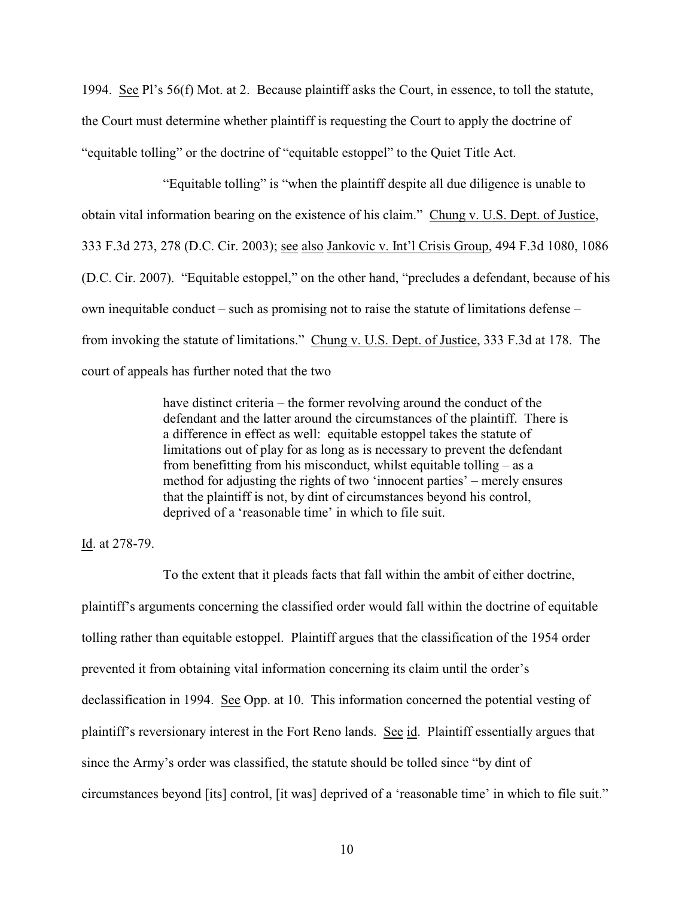1994. See Pl's 56(f) Mot. at 2. Because plaintiff asks the Court, in essence, to toll the statute, the Court must determine whether plaintiff is requesting the Court to apply the doctrine of "equitable tolling" or the doctrine of "equitable estoppel" to the Quiet Title Act.

"Equitable tolling" is "when the plaintiff despite all due diligence is unable to obtain vital information bearing on the existence of his claim." Chung v. U.S. Dept. of Justice, 333 F.3d 273, 278 (D.C. Cir. 2003); see also Jankovic v. Int'l Crisis Group, 494 F.3d 1080, 1086 (D.C. Cir. 2007). "Equitable estoppel," on the other hand, "precludes a defendant, because of his own inequitable conduct – such as promising not to raise the statute of limitations defense – from invoking the statute of limitations." Chung v. U.S. Dept. of Justice, 333 F.3d at 178. The court of appeals has further noted that the two

> have distinct criteria – the former revolving around the conduct of the defendant and the latter around the circumstances of the plaintiff. There is a difference in effect as well: equitable estoppel takes the statute of limitations out of play for as long as is necessary to prevent the defendant from benefitting from his misconduct, whilst equitable tolling – as a method for adjusting the rights of two 'innocent parties' – merely ensures that the plaintiff is not, by dint of circumstances beyond his control, deprived of a 'reasonable time' in which to file suit.

Id. at 278-79.

To the extent that it pleads facts that fall within the ambit of either doctrine, plaintiff's arguments concerning the classified order would fall within the doctrine of equitable tolling rather than equitable estoppel. Plaintiff argues that the classification of the 1954 order prevented it from obtaining vital information concerning its claim until the order's declassification in 1994. See Opp. at 10. This information concerned the potential vesting of plaintiff's reversionary interest in the Fort Reno lands. See id. Plaintiff essentially argues that since the Army's order was classified, the statute should be tolled since "by dint of circumstances beyond [its] control, [it was] deprived of a 'reasonable time' in which to file suit."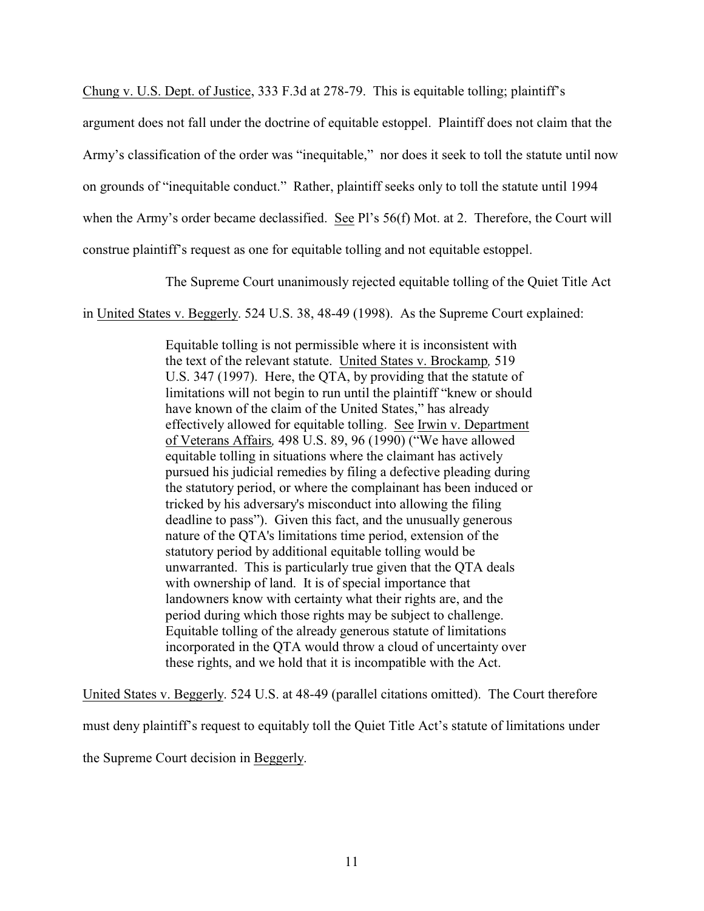Chung v. U.S. Dept. of Justice, 333 F.3d at 278-79. This is equitable tolling; plaintiff's argument does not fall under the doctrine of equitable estoppel. Plaintiff does not claim that the Army's classification of the order was "inequitable," nor does it seek to toll the statute until now on grounds of "inequitable conduct." Rather, plaintiff seeks only to toll the statute until 1994 when the Army's order became declassified. See Pl's 56(f) Mot. at 2. Therefore, the Court will construe plaintiff's request as one for equitable tolling and not equitable estoppel.

The Supreme Court unanimously rejected equitable tolling of the Quiet Title Act in United States v. Beggerly. 524 U.S. 38, 48-49 (1998). As the Supreme Court explained:

> Equitable tolling is not permissible where it is inconsistent with the text of the relevant statute. United States v. Brockamp, 519 U.S. 347 (1997). Here, the QTA, by providing that the statute of limitations will not begin to run until the plaintiff "knew or should have known of the claim of the United States," has already effectively allowed for equitable tolling. See Irwin v. Department of Veterans Affairs, 498 U.S. 89, 96 (1990) ("We have allowed equitable tolling in situations where the claimant has actively pursued his judicial remedies by filing a defective pleading during the statutory period, or where the complainant has been induced or tricked by his adversary's misconduct into allowing the filing deadline to pass"). Given this fact, and the unusually generous nature of the QTA's limitations time period, extension of the statutory period by additional equitable tolling would be unwarranted. This is particularly true given that the QTA deals with ownership of land. It is of special importance that landowners know with certainty what their rights are, and the period during which those rights may be subject to challenge. Equitable tolling of the already generous statute of limitations incorporated in the QTA would throw a cloud of uncertainty over these rights, and we hold that it is incompatible with the Act.

United States v. Beggerly. 524 U.S. at 48-49 (parallel citations omitted). The Court therefore must deny plaintiff's request to equitably toll the Quiet Title Act's statute of limitations under the Supreme Court decision in Beggerly.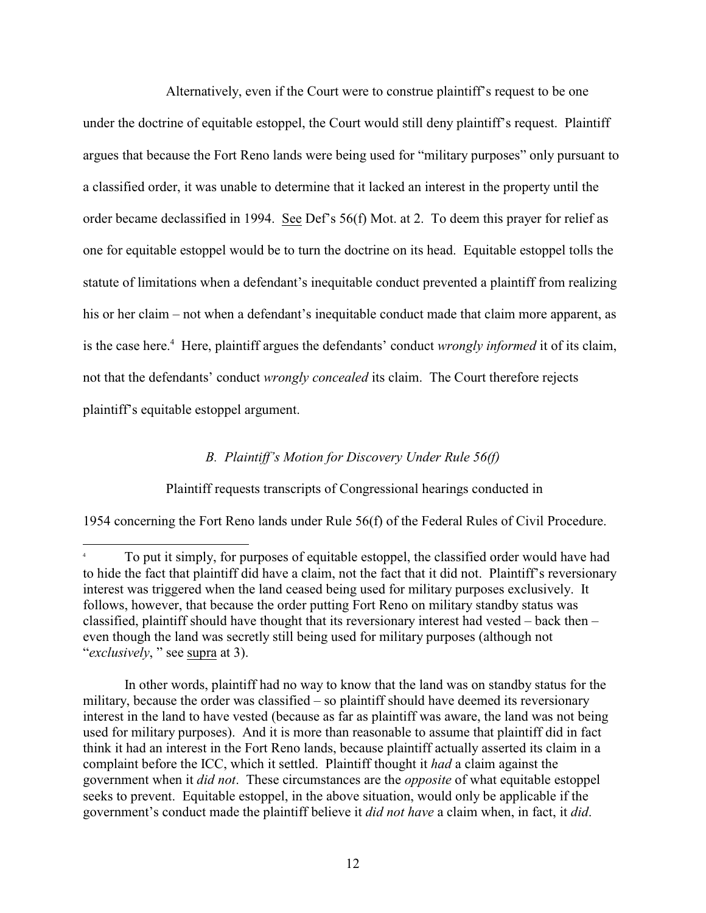Alternatively, even if the Court were to construe plaintiff's request to be one under the doctrine of equitable estoppel, the Court would still deny plaintiff's request. Plaintiff argues that because the Fort Reno lands were being used for "military purposes" only pursuant to a classified order, it was unable to determine that it lacked an interest in the property until the order became declassified in 1994. See Def's 56(f) Mot. at 2. To deem this prayer for relief as one for equitable estoppel would be to turn the doctrine on its head. Equitable estoppel tolls the statute of limitations when a defendant's inequitable conduct prevented a plaintiff from realizing his or her claim – not when a defendant's inequitable conduct made that claim more apparent, as is the case here.[4] Here, plaintiff argues the defendants' conduct *wrongly informed* it of its claim, not that the defendants' conduct *wrongly concealed* its claim. The Court therefore rejects plaintiff's equitable estoppel argument.

### *B. Plaintiff's Motion for Discovery Under Rule 56(f)*

Plaintiff requests transcripts of Congressional hearings conducted in 1954 concerning the Fort Reno lands under Rule 56(f) of the Federal Rules of Civil Procedure.

---

[4] To put it simply, for purposes of equitable estoppel, the classified order would have had to hide the fact that plaintiff did have a claim, not the fact that it did not. Plaintiff's reversionary interest was triggered when the land ceased being used for military purposes exclusively. It follows, however, that because the order putting Fort Reno on military standby status was classified, plaintiff should have thought that its reversionary interest had vested – back then – even though the land was secretly still being used for military purposes (although not "*exclusively*, " see supra at 3).

In other words, plaintiff had no way to know that the land was on standby status for the military, because the order was classified – so plaintiff should have deemed its reversionary interest in the land to have vested (because as far as plaintiff was aware, the land was not being used for military purposes). And it is more than reasonable to assume that plaintiff did in fact think it had an interest in the Fort Reno lands, because plaintiff actually asserted its claim in a complaint before the ICC, which it settled. Plaintiff thought it *had* a claim against the government when it *did not*. These circumstances are the *opposite* of what equitable estoppel seeks to prevent. Equitable estoppel, in the above situation, would only be applicable if the government's conduct made the plaintiff believe it *did not have* a claim when, in fact, it *did*.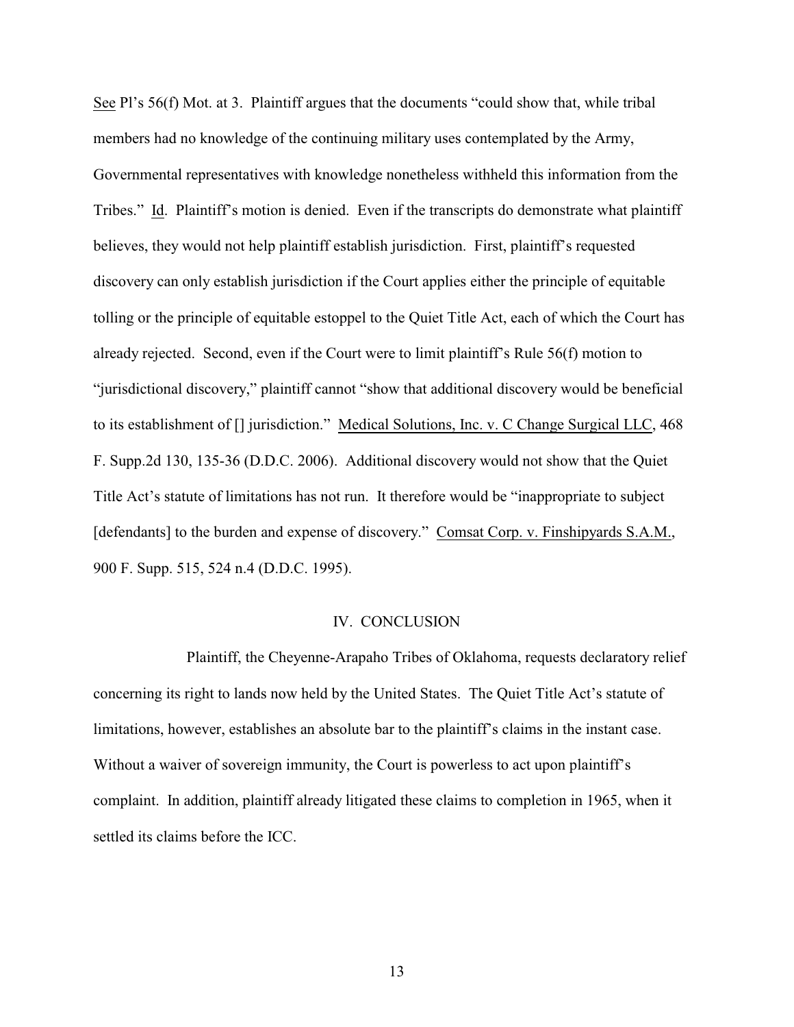See Pl's 56(f) Mot. at 3. Plaintiff argues that the documents "could show that, while tribal members had no knowledge of the continuing military uses contemplated by the Army, Governmental representatives with knowledge nonetheless withheld this information from the Tribes." Id. Plaintiff's motion is denied. Even if the transcripts do demonstrate what plaintiff believes, they would not help plaintiff establish jurisdiction. First, plaintiff's requested discovery can only establish jurisdiction if the Court applies either the principle of equitable tolling or the principle of equitable estoppel to the Quiet Title Act, each of which the Court has already rejected. Second, even if the Court were to limit plaintiff's Rule 56(f) motion to "jurisdictional discovery," plaintiff cannot "show that additional discovery would be beneficial to its establishment of [] jurisdiction." Medical Solutions, Inc. v. C Change Surgical LLC, 468 F. Supp.2d 130, 135-36 (D.D.C. 2006). Additional discovery would not show that the Quiet Title Act's statute of limitations has not run. It therefore would be "inappropriate to subject [defendants] to the burden and expense of discovery." Comsat Corp. v. Finshipyards S.A.M., 900 F. Supp. 515, 524 n.4 (D.D.C. 1995).

## IV. CONCLUSION

Plaintiff, the Cheyenne-Arapaho Tribes of Oklahoma, requests declaratory relief concerning its right to lands now held by the United States. The Quiet Title Act's statute of limitations, however, establishes an absolute bar to the plaintiff's claims in the instant case. Without a waiver of sovereign immunity, the Court is powerless to act upon plaintiff's complaint. In addition, plaintiff already litigated these claims to completion in 1965, when it settled its claims before the ICC.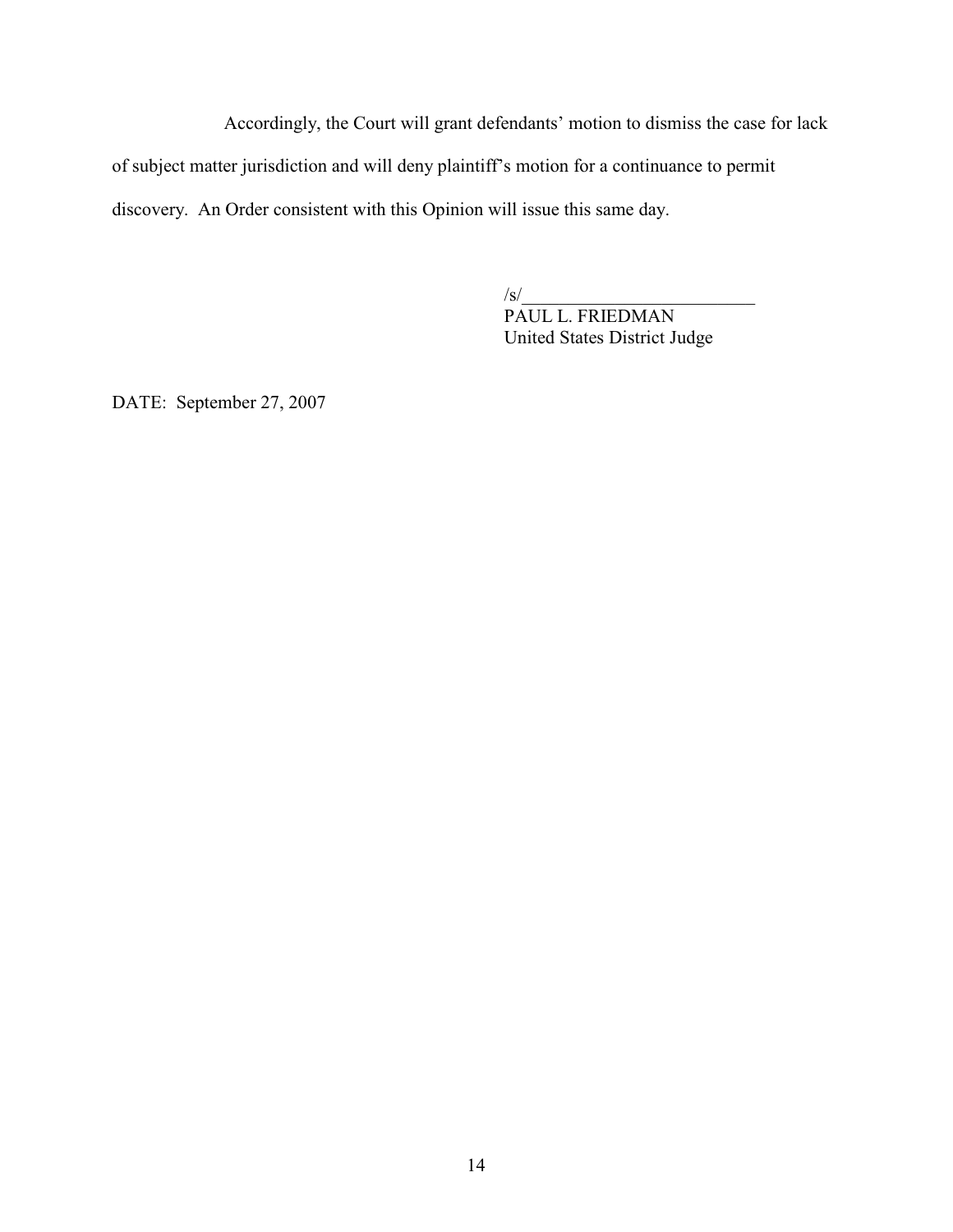Accordingly, the Court will grant defendants' motion to dismiss the case for lack of subject matter jurisdiction and will deny plaintiff's motion for a continuance to permit discovery. An Order consistent with this Opinion will issue this same day.

/s/________________________
PAUL L. FRIEDMAN
United States District Judge

DATE: September 27, 2007